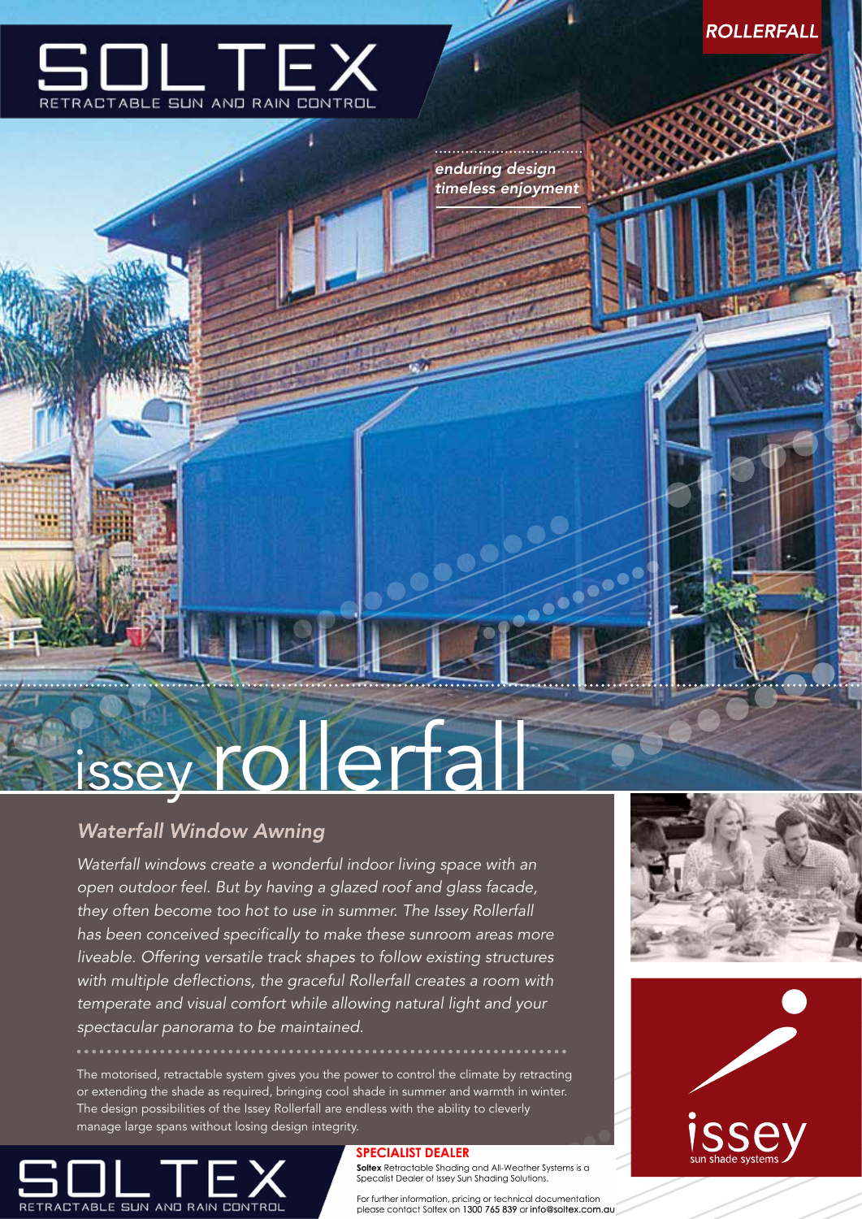# SOLTEX

RETRACTABLE SUN AND RAIN CONTROL

ROLLERFALL

*enduring design*
*timeless enjoyment*

# issey rollerfall

## *Waterfall Window Awning*

*Waterfall windows create a wonderful indoor living space with an open outdoor feel. But by having a glazed roof and glass facade, they often become too hot to use in summer. The Issey Rollerfall has been conceived specifically to make these sunroom areas more liveable. Offering versatile track shapes to follow existing structures with multiple deflections, the graceful Rollerfall creates a room with temperate and visual comfort while allowing natural light and your spectacular panorama to be maintained.*

The motorised, retractable system gives you the power to control the climate by retracting or extending the shade as required, bringing cool shade in summer and warmth in winter. The design possibilities of the Issey Rollerfall are endless with the ability to cleverly manage large spans without losing design integrity.

SOLTEX

RETRACTABLE SUN AND RAIN CONTROL

**SPECIALIST DEALER**

**Soltex** Retractable Shading and All-Weather Systems is a Specialist Dealer of Issey Sun Shading Solutions.

For further information, pricing or technical documentation please contact Soltex on 1300 765 839 or info@soltex.com.au

issey
sun shade systems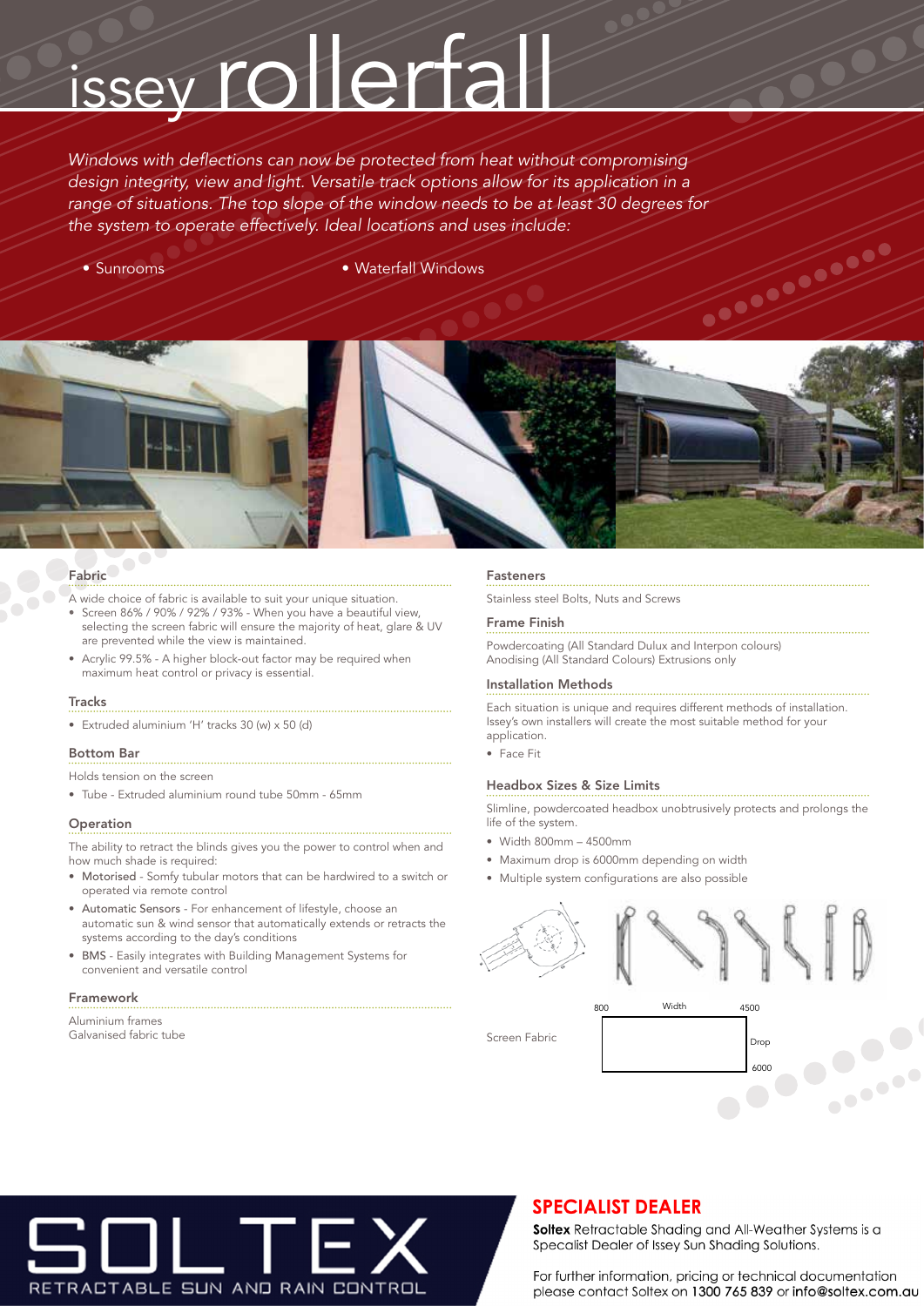# issey rollerfall

*Windows with deflections can now be protected from heat without compromising design integrity, view and light. Versatile track options allow for its application in a range of situations. The top slope of the window needs to be at least 30 degrees for the system to operate effectively. Ideal locations and uses include:*

- Sunrooms
- Waterfall Windows

### Fabric

A wide choice of fabric is available to suit your unique situation.

- Screen 86% / 90% / 92% / 93% - When you have a beautiful view, selecting the screen fabric will ensure the majority of heat, glare & UV are prevented while the view is maintained.
- Acrylic 99.5% - A higher block-out factor may be required when maximum heat control or privacy is essential.

### Tracks

- Extruded aluminium 'H' tracks 30 (w) x 50 (d)

### Bottom Bar

Holds tension on the screen

- Tube - Extruded aluminium round tube 50mm - 65mm

### Operation

The ability to retract the blinds gives you the power to control when and how much shade is required:

- Motorised - Somfy tubular motors that can be hardwired to a switch or operated via remote control
- Automatic Sensors - For enhancement of lifestyle, choose an automatic sun & wind sensor that automatically extends or retracts the systems according to the day's conditions
- BMS - Easily integrates with Building Management Systems for convenient and versatile control

### Framework

Aluminium frames
Galvanised fabric tube

### Fasteners

Stainless steel Bolts, Nuts and Screws

### Frame Finish

Powdercoating (All Standard Dulux and Interpon colours)
Anodising (All Standard Colours) Extrusions only

### Installation Methods

Each situation is unique and requires different methods of installation. Issey's own installers will create the most suitable method for your application.

- Face Fit

### Headbox Sizes & Size Limits

Slimline, powdercoated headbox unobtrusively protects and prolongs the life of the system.

- Width 800mm – 4500mm
- Maximum drop is 6000mm depending on width
- Multiple system configurations are also possible

Screen Fabric

800 Width 4500

Drop

6000

SOLTEX
RETRACTABLE SUN AND RAIN CONTROL

## SPECIALIST DEALER

**Soltex** Retractable Shading and All-Weather Systems is a Specialist Dealer of Issey Sun Shading Solutions.

For further information, pricing or technical documentation please contact Soltex on 1300 765 839 or info@soltex.com.au